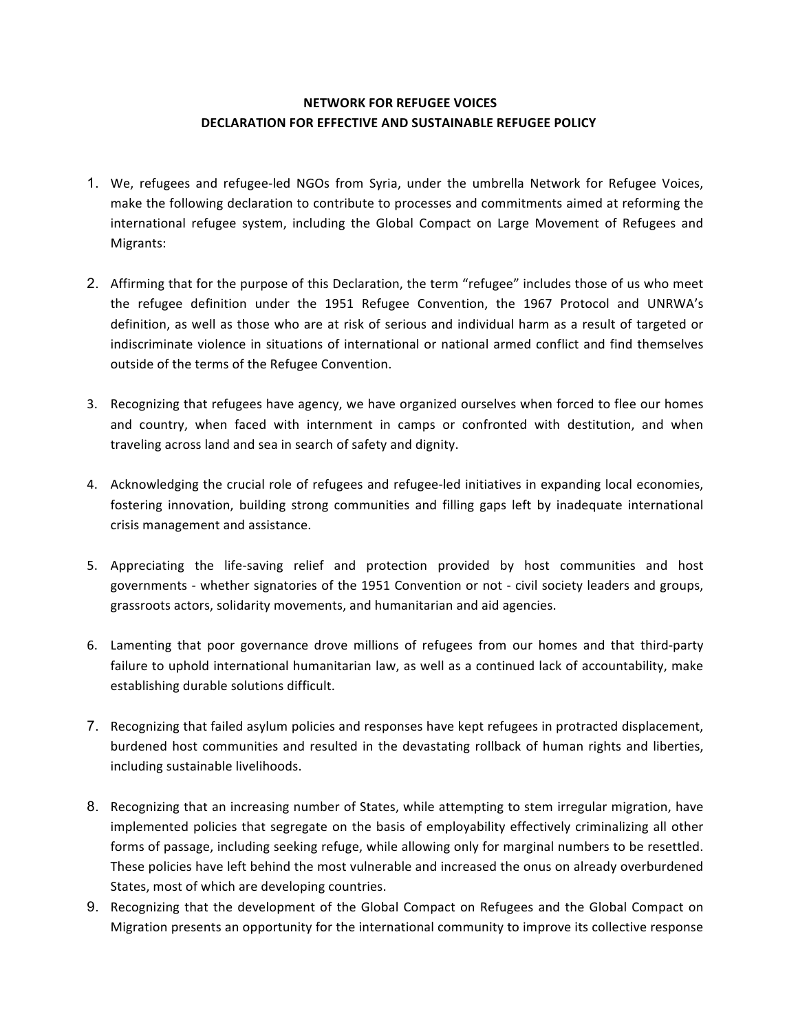**NETWORK FOR REFUGEE VOICES**
**DECLARATION FOR EFFECTIVE AND SUSTAINABLE REFUGEE POLICY**

1. We, refugees and refugee-led NGOs from Syria, under the umbrella Network for Refugee Voices, make the following declaration to contribute to processes and commitments aimed at reforming the international refugee system, including the Global Compact on Large Movement of Refugees and Migrants:

2. Affirming that for the purpose of this Declaration, the term "refugee" includes those of us who meet the refugee definition under the 1951 Refugee Convention, the 1967 Protocol and UNRWA's definition, as well as those who are at risk of serious and individual harm as a result of targeted or indiscriminate violence in situations of international or national armed conflict and find themselves outside of the terms of the Refugee Convention.

3. Recognizing that refugees have agency, we have organized ourselves when forced to flee our homes and country, when faced with internment in camps or confronted with destitution, and when traveling across land and sea in search of safety and dignity.

4. Acknowledging the crucial role of refugees and refugee-led initiatives in expanding local economies, fostering innovation, building strong communities and filling gaps left by inadequate international crisis management and assistance.

5. Appreciating the life-saving relief and protection provided by host communities and host governments - whether signatories of the 1951 Convention or not - civil society leaders and groups, grassroots actors, solidarity movements, and humanitarian and aid agencies.

6. Lamenting that poor governance drove millions of refugees from our homes and that third-party failure to uphold international humanitarian law, as well as a continued lack of accountability, make establishing durable solutions difficult.

7. Recognizing that failed asylum policies and responses have kept refugees in protracted displacement, burdened host communities and resulted in the devastating rollback of human rights and liberties, including sustainable livelihoods.

8. Recognizing that an increasing number of States, while attempting to stem irregular migration, have implemented policies that segregate on the basis of employability effectively criminalizing all other forms of passage, including seeking refuge, while allowing only for marginal numbers to be resettled. These policies have left behind the most vulnerable and increased the onus on already overburdened States, most of which are developing countries.

9. Recognizing that the development of the Global Compact on Refugees and the Global Compact on Migration presents an opportunity for the international community to improve its collective response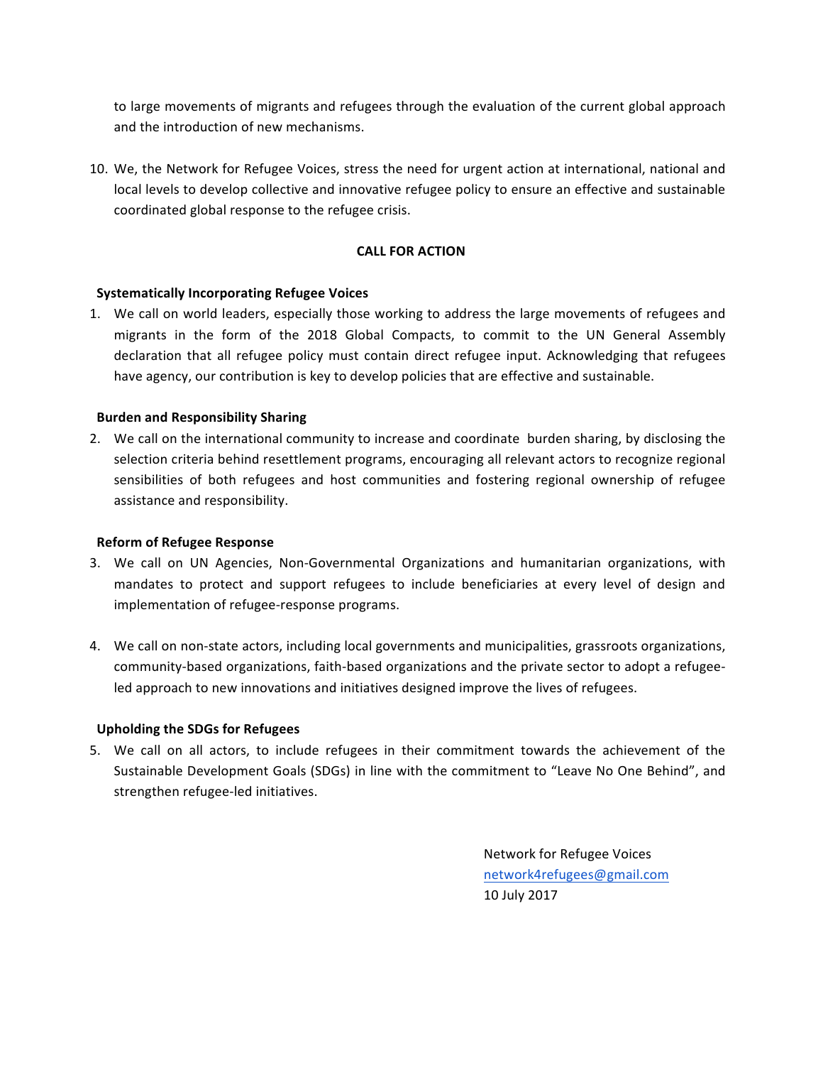to large movements of migrants and refugees through the evaluation of the current global approach and the introduction of new mechanisms.

10. We, the Network for Refugee Voices, stress the need for urgent action at international, national and local levels to develop collective and innovative refugee policy to ensure an effective and sustainable coordinated global response to the refugee crisis.

## CALL FOR ACTION

**Systematically Incorporating Refugee Voices**

1. We call on world leaders, especially those working to address the large movements of refugees and migrants in the form of the 2018 Global Compacts, to commit to the UN General Assembly declaration that all refugee policy must contain direct refugee input. Acknowledging that refugees have agency, our contribution is key to develop policies that are effective and sustainable.

**Burden and Responsibility Sharing**

2. We call on the international community to increase and coordinate burden sharing, by disclosing the selection criteria behind resettlement programs, encouraging all relevant actors to recognize regional sensibilities of both refugees and host communities and fostering regional ownership of refugee assistance and responsibility.

**Reform of Refugee Response**

3. We call on UN Agencies, Non-Governmental Organizations and humanitarian organizations, with mandates to protect and support refugees to include beneficiaries at every level of design and implementation of refugee-response programs.

4. We call on non-state actors, including local governments and municipalities, grassroots organizations, community-based organizations, faith-based organizations and the private sector to adopt a refugee-led approach to new innovations and initiatives designed improve the lives of refugees.

**Upholding the SDGs for Refugees**

5. We call on all actors, to include refugees in their commitment towards the achievement of the Sustainable Development Goals (SDGs) in line with the commitment to "Leave No One Behind", and strengthen refugee-led initiatives.

Network for Refugee Voices
network4refugees@gmail.com
10 July 2017